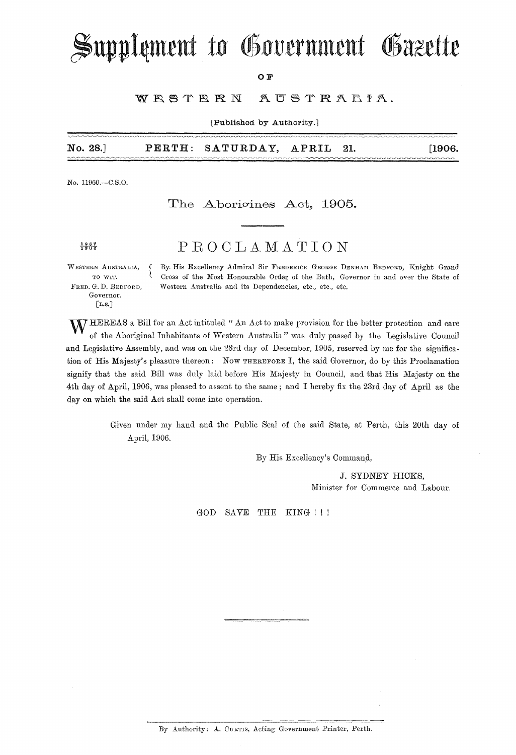# Supplement to Government Gazette

OF

## WESTERN AUSTRALIA.

[Published by Authority.]

**No. 28.] PERTH: SATURDAY, APRIL 21. [1906.**

No. 11960.—C.S.O.

## The Aborigines Act, 1905.

1957/1906

## PROCLAMATION

WESTERN AUSTRALIA, TO WIT. FRED. G. D. BEDFORD, Governor. [L.S.]

By His Excellency Admiral Sir FREDERICK GEORGE DENHAM BEDFORD, Knight Grand Cross of the Most Honourable Order of the Bath, Governor in and over the State of Western Australia and its Dependencies, etc., etc., etc.

WHEREAS a Bill for an Act intituled "An Act to make provision for the better protection and care of the Aboriginal Inhabitants of Western Australia" was duly passed by the Legislative Council and Legislative Assembly, and was on the 23rd day of December, 1905, reserved by me for the signification of His Majesty's pleasure thereon: Now THEREFORE I, the said Governor, do by this Proclamation signify that the said Bill was duly laid before His Majesty in Council, and that His Majesty on the 4th day of April, 1906, was pleased to assent to the same; and I hereby fix the 23rd day of April as the day on which the said Act shall come into operation.

Given under my hand and the Public Seal of the said State, at Perth, this 20th day of April, 1906.

By His Excellency's Command,

J. SYDNEY HICKS,
Minister for Commerce and Labour.

GOD SAVE THE KING ! ! !

By Authority: A. CURTIS, Acting Government Printer, Perth.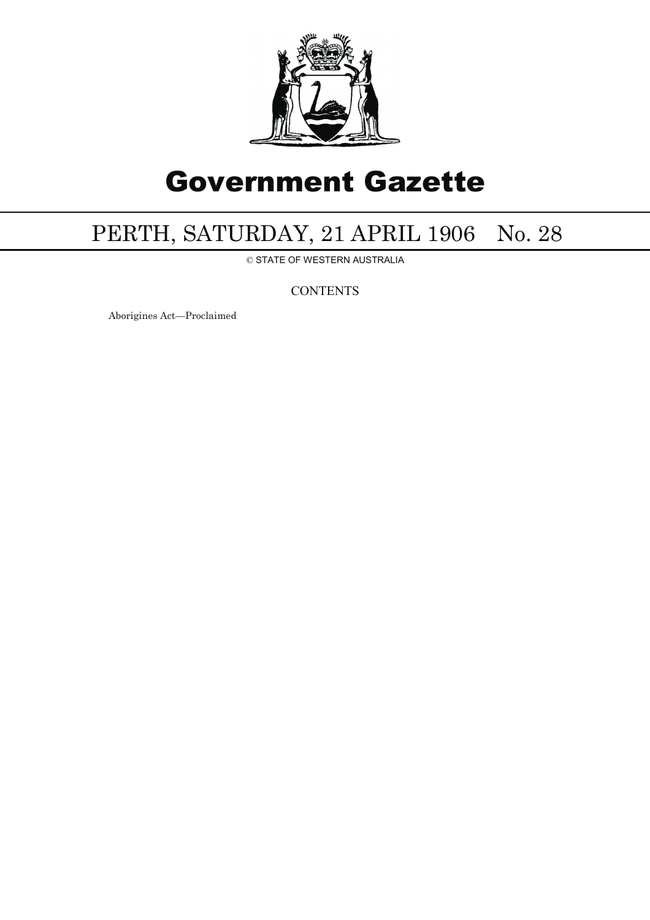# Government Gazette

## PERTH, SATURDAY, 21 APRIL 1906 No. 28

© STATE OF WESTERN AUSTRALIA

CONTENTS

Aborigines Act—Proclaimed